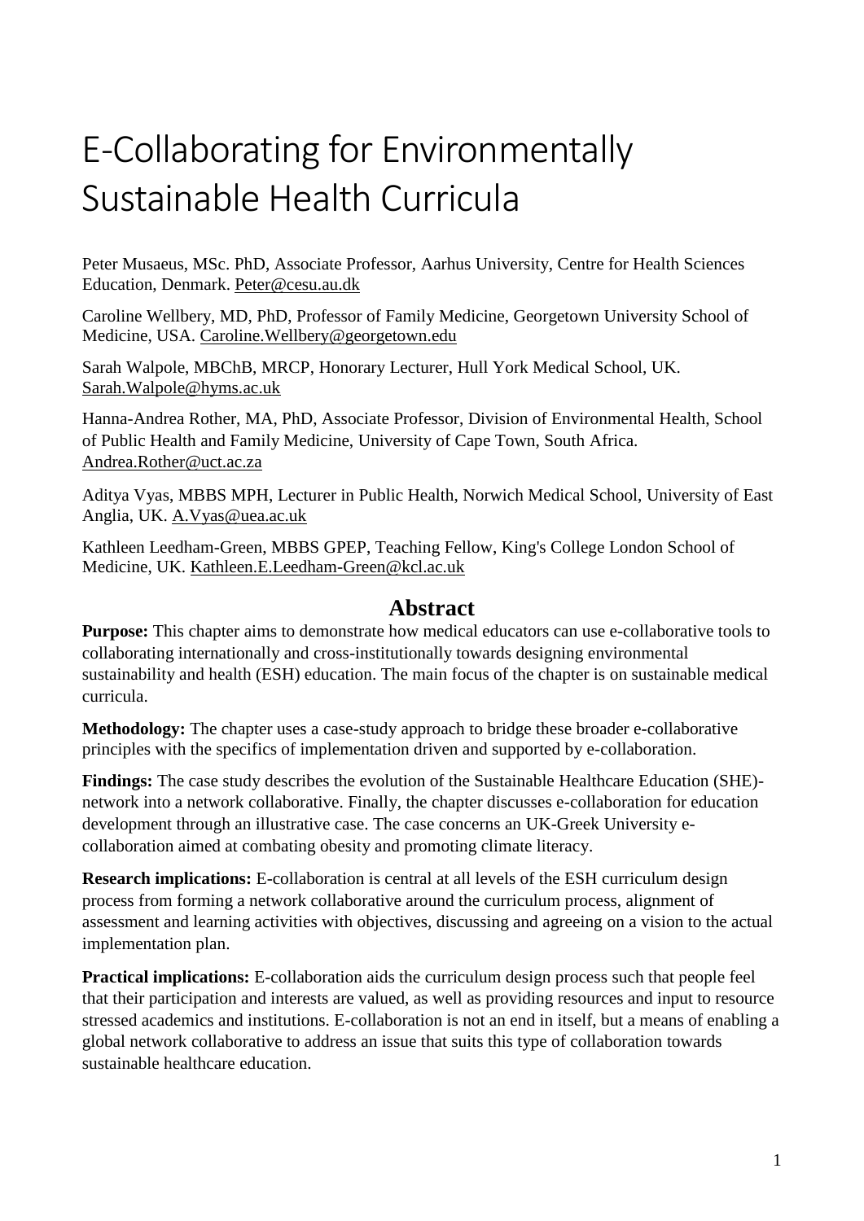# E-Collaborating for Environmentally Sustainable Health Curricula

Peter Musaeus, MSc. PhD, Associate Professor, Aarhus University, Centre for Health Sciences Education, Denmark. Peter@cesu.au.dk

Caroline Wellbery, MD, PhD, Professor of Family Medicine, Georgetown University School of Medicine, USA. Caroline.Wellbery@georgetown.edu

Sarah Walpole, MBChB, MRCP, Honorary Lecturer, Hull York Medical School, UK. Sarah.Walpole@hyms.ac.uk

Hanna-Andrea Rother, MA, PhD, Associate Professor, Division of Environmental Health, School of Public Health and Family Medicine, University of Cape Town, South Africa. Andrea.Rother@uct.ac.za

Aditya Vyas, MBBS MPH, Lecturer in Public Health, Norwich Medical School, University of East Anglia, UK. A.Vyas@uea.ac.uk

Kathleen Leedham-Green, MBBS GPEP, Teaching Fellow, King's College London School of Medicine, UK. Kathleen.E.Leedham-Green@kcl.ac.uk

## Abstract

**Purpose:** This chapter aims to demonstrate how medical educators can use e-collaborative tools to collaborating internationally and cross-institutionally towards designing environmental sustainability and health (ESH) education. The main focus of the chapter is on sustainable medical curricula.

**Methodology:** The chapter uses a case-study approach to bridge these broader e-collaborative principles with the specifics of implementation driven and supported by e-collaboration.

**Findings:** The case study describes the evolution of the Sustainable Healthcare Education (SHE)-network into a network collaborative. Finally, the chapter discusses e-collaboration for education development through an illustrative case. The case concerns an UK-Greek University e-collaboration aimed at combating obesity and promoting climate literacy.

**Research implications:** E-collaboration is central at all levels of the ESH curriculum design process from forming a network collaborative around the curriculum process, alignment of assessment and learning activities with objectives, discussing and agreeing on a vision to the actual implementation plan.

**Practical implications:** E-collaboration aids the curriculum design process such that people feel that their participation and interests are valued, as well as providing resources and input to resource stressed academics and institutions. E-collaboration is not an end in itself, but a means of enabling a global network collaborative to address an issue that suits this type of collaboration towards sustainable healthcare education.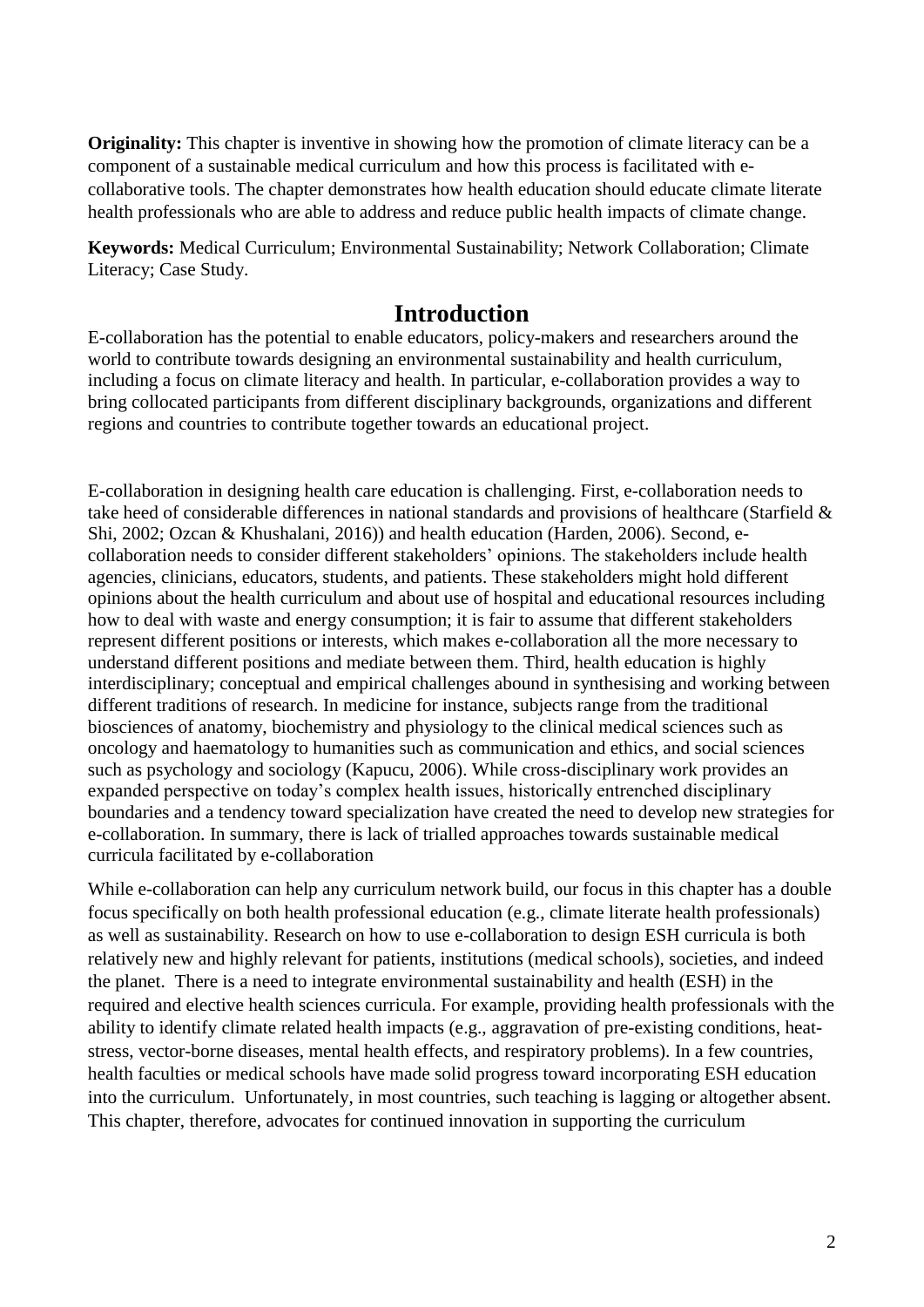**Originality:** This chapter is inventive in showing how the promotion of climate literacy can be a component of a sustainable medical curriculum and how this process is facilitated with e-collaborative tools. The chapter demonstrates how health education should educate climate literate health professionals who are able to address and reduce public health impacts of climate change.

**Keywords:** Medical Curriculum; Environmental Sustainability; Network Collaboration; Climate Literacy; Case Study.

# Introduction

E-collaboration has the potential to enable educators, policy-makers and researchers around the world to contribute towards designing an environmental sustainability and health curriculum, including a focus on climate literacy and health. In particular, e-collaboration provides a way to bring collocated participants from different disciplinary backgrounds, organizations and different regions and countries to contribute together towards an educational project.

E-collaboration in designing health care education is challenging. First, e-collaboration needs to take heed of considerable differences in national standards and provisions of healthcare (Starfield & Shi, 2002; Ozcan & Khushalani, 2016)) and health education (Harden, 2006). Second, e-collaboration needs to consider different stakeholders' opinions. The stakeholders include health agencies, clinicians, educators, students, and patients. These stakeholders might hold different opinions about the health curriculum and about use of hospital and educational resources including how to deal with waste and energy consumption; it is fair to assume that different stakeholders represent different positions or interests, which makes e-collaboration all the more necessary to understand different positions and mediate between them. Third, health education is highly interdisciplinary; conceptual and empirical challenges abound in synthesising and working between different traditions of research. In medicine for instance, subjects range from the traditional biosciences of anatomy, biochemistry and physiology to the clinical medical sciences such as oncology and haematology to humanities such as communication and ethics, and social sciences such as psychology and sociology (Kapucu, 2006). While cross-disciplinary work provides an expanded perspective on today's complex health issues, historically entrenched disciplinary boundaries and a tendency toward specialization have created the need to develop new strategies for e-collaboration. In summary, there is lack of trialled approaches towards sustainable medical curricula facilitated by e-collaboration

While e-collaboration can help any curriculum network build, our focus in this chapter has a double focus specifically on both health professional education (e.g., climate literate health professionals) as well as sustainability. Research on how to use e-collaboration to design ESH curricula is both relatively new and highly relevant for patients, institutions (medical schools), societies, and indeed the planet. There is a need to integrate environmental sustainability and health (ESH) in the required and elective health sciences curricula. For example, providing health professionals with the ability to identify climate related health impacts (e.g., aggravation of pre-existing conditions, heat-stress, vector-borne diseases, mental health effects, and respiratory problems). In a few countries, health faculties or medical schools have made solid progress toward incorporating ESH education into the curriculum. Unfortunately, in most countries, such teaching is lagging or altogether absent. This chapter, therefore, advocates for continued innovation in supporting the curriculum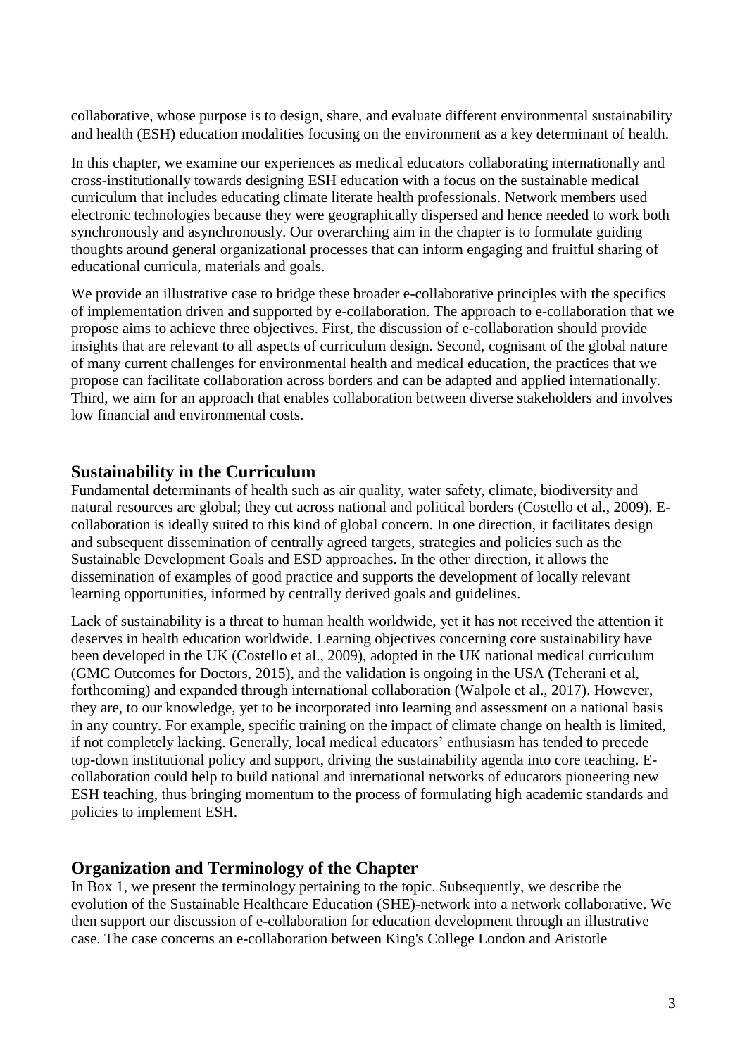collaborative, whose purpose is to design, share, and evaluate different environmental sustainability and health (ESH) education modalities focusing on the environment as a key determinant of health.

In this chapter, we examine our experiences as medical educators collaborating internationally and cross-institutionally towards designing ESH education with a focus on the sustainable medical curriculum that includes educating climate literate health professionals. Network members used electronic technologies because they were geographically dispersed and hence needed to work both synchronously and asynchronously. Our overarching aim in the chapter is to formulate guiding thoughts around general organizational processes that can inform engaging and fruitful sharing of educational curricula, materials and goals.

We provide an illustrative case to bridge these broader e-collaborative principles with the specifics of implementation driven and supported by e-collaboration. The approach to e-collaboration that we propose aims to achieve three objectives. First, the discussion of e-collaboration should provide insights that are relevant to all aspects of curriculum design. Second, cognisant of the global nature of many current challenges for environmental health and medical education, the practices that we propose can facilitate collaboration across borders and can be adapted and applied internationally. Third, we aim for an approach that enables collaboration between diverse stakeholders and involves low financial and environmental costs.

## Sustainability in the Curriculum

Fundamental determinants of health such as air quality, water safety, climate, biodiversity and natural resources are global; they cut across national and political borders (Costello et al., 2009). E-collaboration is ideally suited to this kind of global concern. In one direction, it facilitates design and subsequent dissemination of centrally agreed targets, strategies and policies such as the Sustainable Development Goals and ESD approaches. In the other direction, it allows the dissemination of examples of good practice and supports the development of locally relevant learning opportunities, informed by centrally derived goals and guidelines.

Lack of sustainability is a threat to human health worldwide, yet it has not received the attention it deserves in health education worldwide. Learning objectives concerning core sustainability have been developed in the UK (Costello et al., 2009), adopted in the UK national medical curriculum (GMC Outcomes for Doctors, 2015), and the validation is ongoing in the USA (Teherani et al, forthcoming) and expanded through international collaboration (Walpole et al., 2017). However, they are, to our knowledge, yet to be incorporated into learning and assessment on a national basis in any country. For example, specific training on the impact of climate change on health is limited, if not completely lacking. Generally, local medical educators' enthusiasm has tended to precede top-down institutional policy and support, driving the sustainability agenda into core teaching. E-collaboration could help to build national and international networks of educators pioneering new ESH teaching, thus bringing momentum to the process of formulating high academic standards and policies to implement ESH.

## Organization and Terminology of the Chapter

In Box 1, we present the terminology pertaining to the topic. Subsequently, we describe the evolution of the Sustainable Healthcare Education (SHE)-network into a network collaborative. We then support our discussion of e-collaboration for education development through an illustrative case. The case concerns an e-collaboration between King's College London and Aristotle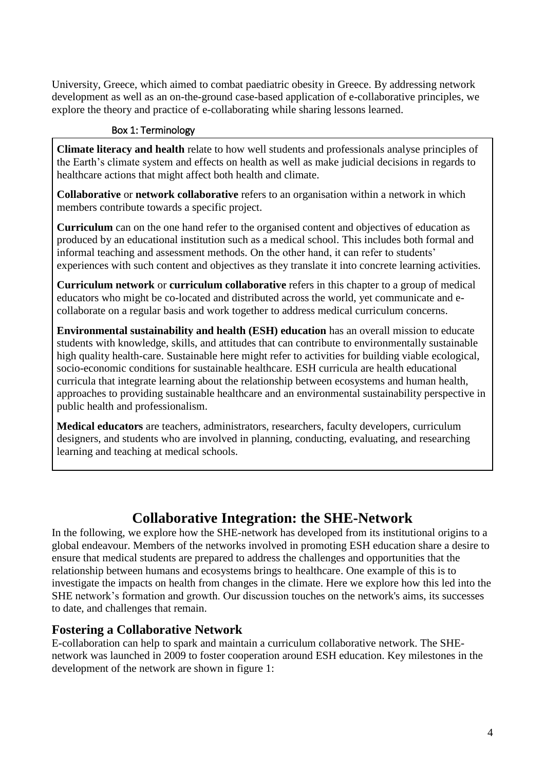University, Greece, which aimed to combat paediatric obesity in Greece. By addressing network development as well as an on-the-ground case-based application of e-collaborative principles, we explore the theory and practice of e-collaborating while sharing lessons learned.

Box 1: Terminology

**Climate literacy and health** relate to how well students and professionals analyse principles of the Earth's climate system and effects on health as well as make judicial decisions in regards to healthcare actions that might affect both health and climate.

**Collaborative** or **network collaborative** refers to an organisation within a network in which members contribute towards a specific project.

**Curriculum** can on the one hand refer to the organised content and objectives of education as produced by an educational institution such as a medical school. This includes both formal and informal teaching and assessment methods. On the other hand, it can refer to students' experiences with such content and objectives as they translate it into concrete learning activities.

**Curriculum network** or **curriculum collaborative** refers in this chapter to a group of medical educators who might be co-located and distributed across the world, yet communicate and e-collaborate on a regular basis and work together to address medical curriculum concerns.

**Environmental sustainability and health (ESH) education** has an overall mission to educate students with knowledge, skills, and attitudes that can contribute to environmentally sustainable high quality health-care. Sustainable here might refer to activities for building viable ecological, socio-economic conditions for sustainable healthcare. ESH curricula are health educational curricula that integrate learning about the relationship between ecosystems and human health, approaches to providing sustainable healthcare and an environmental sustainability perspective in public health and professionalism.

**Medical educators** are teachers, administrators, researchers, faculty developers, curriculum designers, and students who are involved in planning, conducting, evaluating, and researching learning and teaching at medical schools.

# Collaborative Integration: the SHE-Network

In the following, we explore how the SHE-network has developed from its institutional origins to a global endeavour. Members of the networks involved in promoting ESH education share a desire to ensure that medical students are prepared to address the challenges and opportunities that the relationship between humans and ecosystems brings to healthcare. One example of this is to investigate the impacts on health from changes in the climate. Here we explore how this led into the SHE network's formation and growth. Our discussion touches on the network's aims, its successes to date, and challenges that remain.

## Fostering a Collaborative Network

E-collaboration can help to spark and maintain a curriculum collaborative network. The SHE-network was launched in 2009 to foster cooperation around ESH education. Key milestones in the development of the network are shown in figure 1: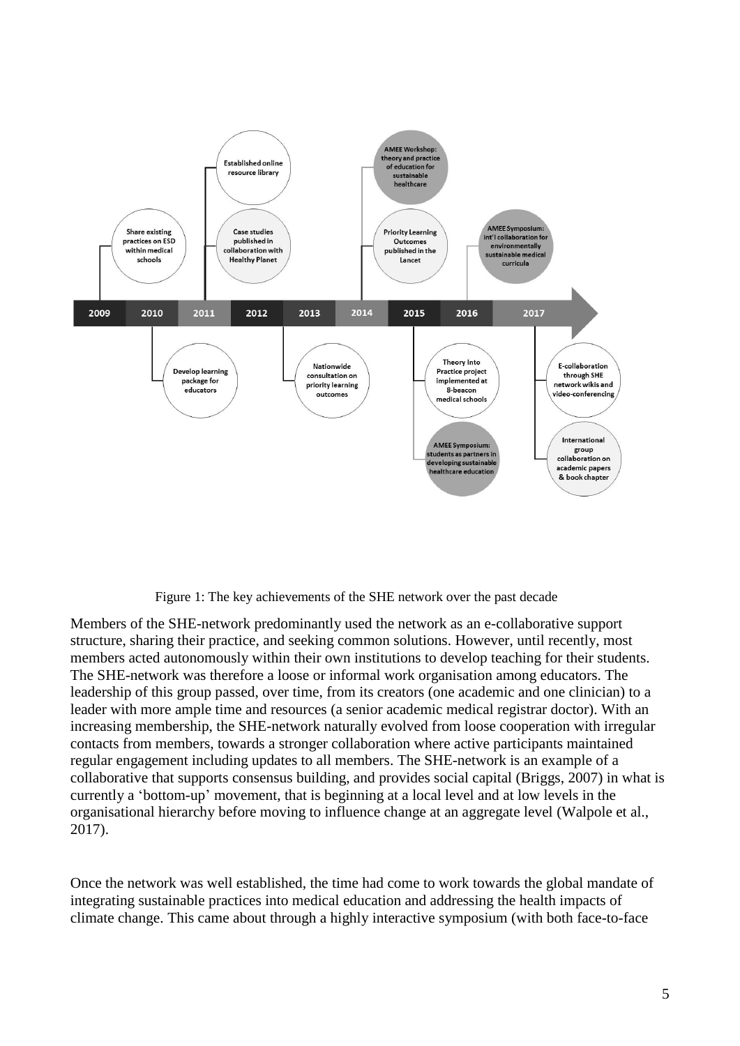Figure 1: The key achievements of the SHE network over the past decade

Members of the SHE-network predominantly used the network as an e-collaborative support structure, sharing their practice, and seeking common solutions. However, until recently, most members acted autonomously within their own institutions to develop teaching for their students. The SHE-network was therefore a loose or informal work organisation among educators. The leadership of this group passed, over time, from its creators (one academic and one clinician) to a leader with more ample time and resources (a senior academic medical registrar doctor). With an increasing membership, the SHE-network naturally evolved from loose cooperation with irregular contacts from members, towards a stronger collaboration where active participants maintained regular engagement including updates to all members. The SHE-network is an example of a collaborative that supports consensus building, and provides social capital (Briggs, 2007) in what is currently a 'bottom-up' movement, that is beginning at a local level and at low levels in the organisational hierarchy before moving to influence change at an aggregate level (Walpole et al., 2017).

Once the network was well established, the time had come to work towards the global mandate of integrating sustainable practices into medical education and addressing the health impacts of climate change. This came about through a highly interactive symposium (with both face-to-face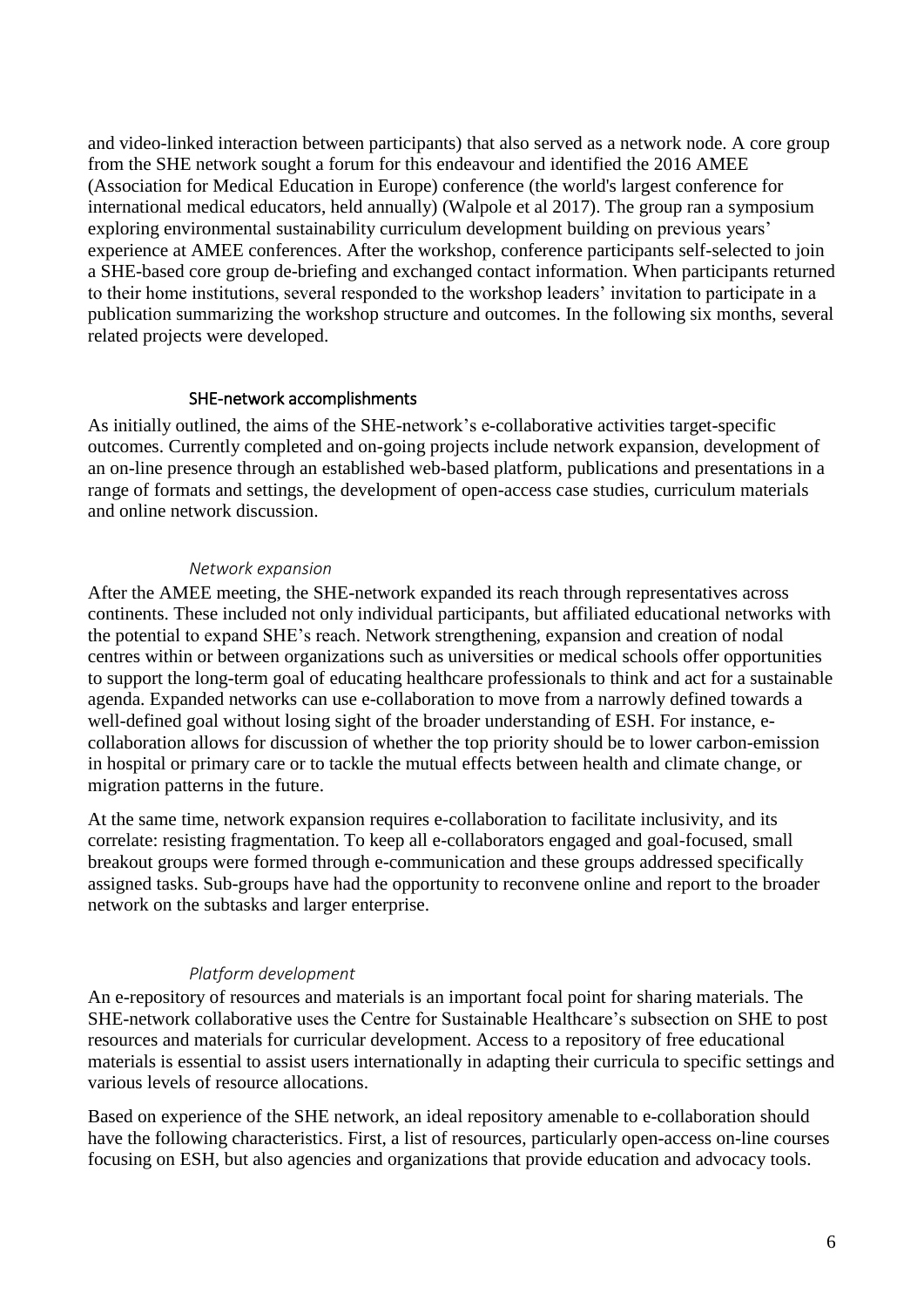and video-linked interaction between participants) that also served as a network node. A core group from the SHE network sought a forum for this endeavour and identified the 2016 AMEE (Association for Medical Education in Europe) conference (the world's largest conference for international medical educators, held annually) (Walpole et al 2017). The group ran a symposium exploring environmental sustainability curriculum development building on previous years' experience at AMEE conferences. After the workshop, conference participants self-selected to join a SHE-based core group de-briefing and exchanged contact information. When participants returned to their home institutions, several responded to the workshop leaders' invitation to participate in a publication summarizing the workshop structure and outcomes. In the following six months, several related projects were developed.

### SHE-network accomplishments

As initially outlined, the aims of the SHE-network's e-collaborative activities target-specific outcomes. Currently completed and on-going projects include network expansion, development of an on-line presence through an established web-based platform, publications and presentations in a range of formats and settings, the development of open-access case studies, curriculum materials and online network discussion.

#### *Network expansion*

After the AMEE meeting, the SHE-network expanded its reach through representatives across continents. These included not only individual participants, but affiliated educational networks with the potential to expand SHE's reach. Network strengthening, expansion and creation of nodal centres within or between organizations such as universities or medical schools offer opportunities to support the long-term goal of educating healthcare professionals to think and act for a sustainable agenda. Expanded networks can use e-collaboration to move from a narrowly defined towards a well-defined goal without losing sight of the broader understanding of ESH. For instance, e-collaboration allows for discussion of whether the top priority should be to lower carbon-emission in hospital or primary care or to tackle the mutual effects between health and climate change, or migration patterns in the future.

At the same time, network expansion requires e-collaboration to facilitate inclusivity, and its correlate: resisting fragmentation. To keep all e-collaborators engaged and goal-focused, small breakout groups were formed through e-communication and these groups addressed specifically assigned tasks. Sub-groups have had the opportunity to reconvene online and report to the broader network on the subtasks and larger enterprise.

#### *Platform development*

An e-repository of resources and materials is an important focal point for sharing materials. The SHE-network collaborative uses the Centre for Sustainable Healthcare's subsection on SHE to post resources and materials for curricular development. Access to a repository of free educational materials is essential to assist users internationally in adapting their curricula to specific settings and various levels of resource allocations.

Based on experience of the SHE network, an ideal repository amenable to e-collaboration should have the following characteristics. First, a list of resources, particularly open-access on-line courses focusing on ESH, but also agencies and organizations that provide education and advocacy tools.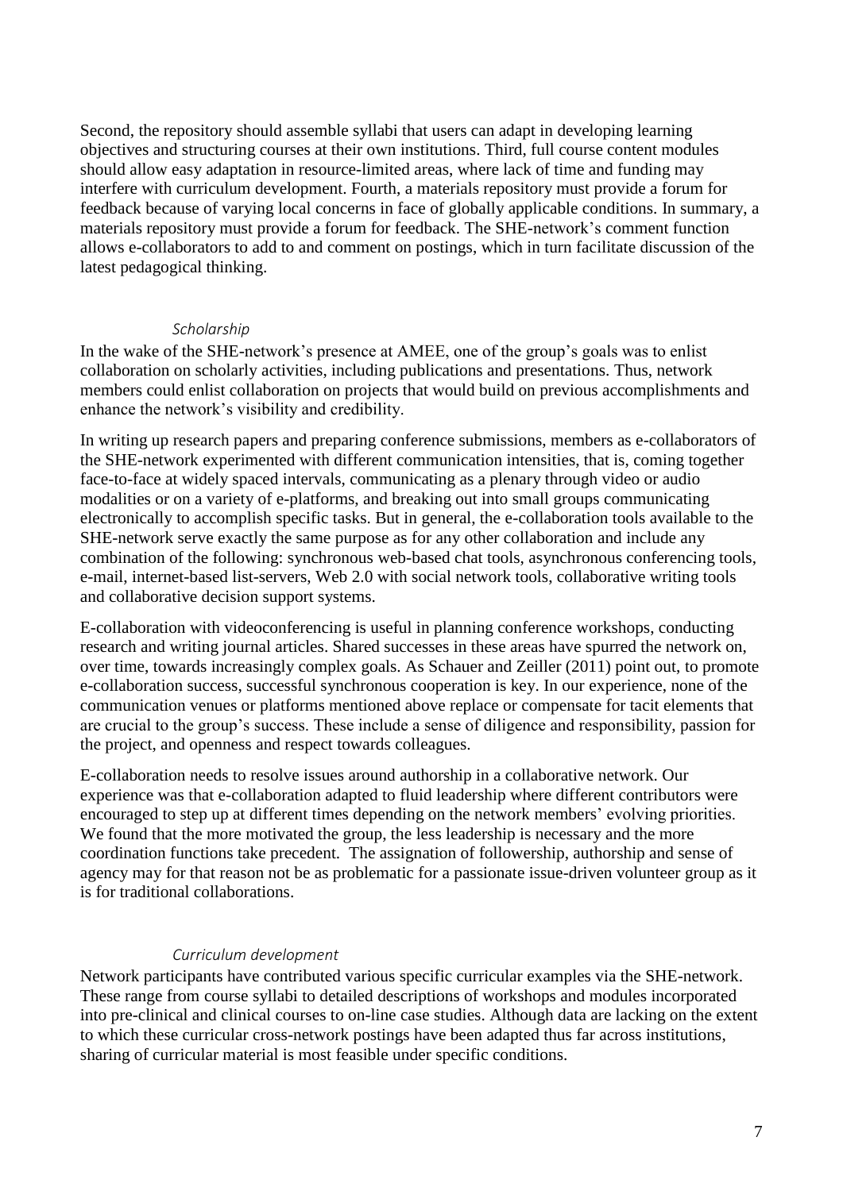Second, the repository should assemble syllabi that users can adapt in developing learning objectives and structuring courses at their own institutions. Third, full course content modules should allow easy adaptation in resource-limited areas, where lack of time and funding may interfere with curriculum development. Fourth, a materials repository must provide a forum for feedback because of varying local concerns in face of globally applicable conditions. In summary, a materials repository must provide a forum for feedback. The SHE-network's comment function allows e-collaborators to add to and comment on postings, which in turn facilitate discussion of the latest pedagogical thinking.

### *Scholarship*

In the wake of the SHE-network's presence at AMEE, one of the group's goals was to enlist collaboration on scholarly activities, including publications and presentations. Thus, network members could enlist collaboration on projects that would build on previous accomplishments and enhance the network's visibility and credibility.

In writing up research papers and preparing conference submissions, members as e-collaborators of the SHE-network experimented with different communication intensities, that is, coming together face-to-face at widely spaced intervals, communicating as a plenary through video or audio modalities or on a variety of e-platforms, and breaking out into small groups communicating electronically to accomplish specific tasks. But in general, the e-collaboration tools available to the SHE-network serve exactly the same purpose as for any other collaboration and include any combination of the following: synchronous web-based chat tools, asynchronous conferencing tools, e-mail, internet-based list-servers, Web 2.0 with social network tools, collaborative writing tools and collaborative decision support systems.

E-collaboration with videoconferencing is useful in planning conference workshops, conducting research and writing journal articles. Shared successes in these areas have spurred the network on, over time, towards increasingly complex goals. As Schauer and Zeiller (2011) point out, to promote e-collaboration success, successful synchronous cooperation is key. In our experience, none of the communication venues or platforms mentioned above replace or compensate for tacit elements that are crucial to the group's success. These include a sense of diligence and responsibility, passion for the project, and openness and respect towards colleagues.

E-collaboration needs to resolve issues around authorship in a collaborative network. Our experience was that e-collaboration adapted to fluid leadership where different contributors were encouraged to step up at different times depending on the network members' evolving priorities. We found that the more motivated the group, the less leadership is necessary and the more coordination functions take precedent. The assignation of followership, authorship and sense of agency may for that reason not be as problematic for a passionate issue-driven volunteer group as it is for traditional collaborations.

### *Curriculum development*

Network participants have contributed various specific curricular examples via the SHE-network. These range from course syllabi to detailed descriptions of workshops and modules incorporated into pre-clinical and clinical courses to on-line case studies. Although data are lacking on the extent to which these curricular cross-network postings have been adapted thus far across institutions, sharing of curricular material is most feasible under specific conditions.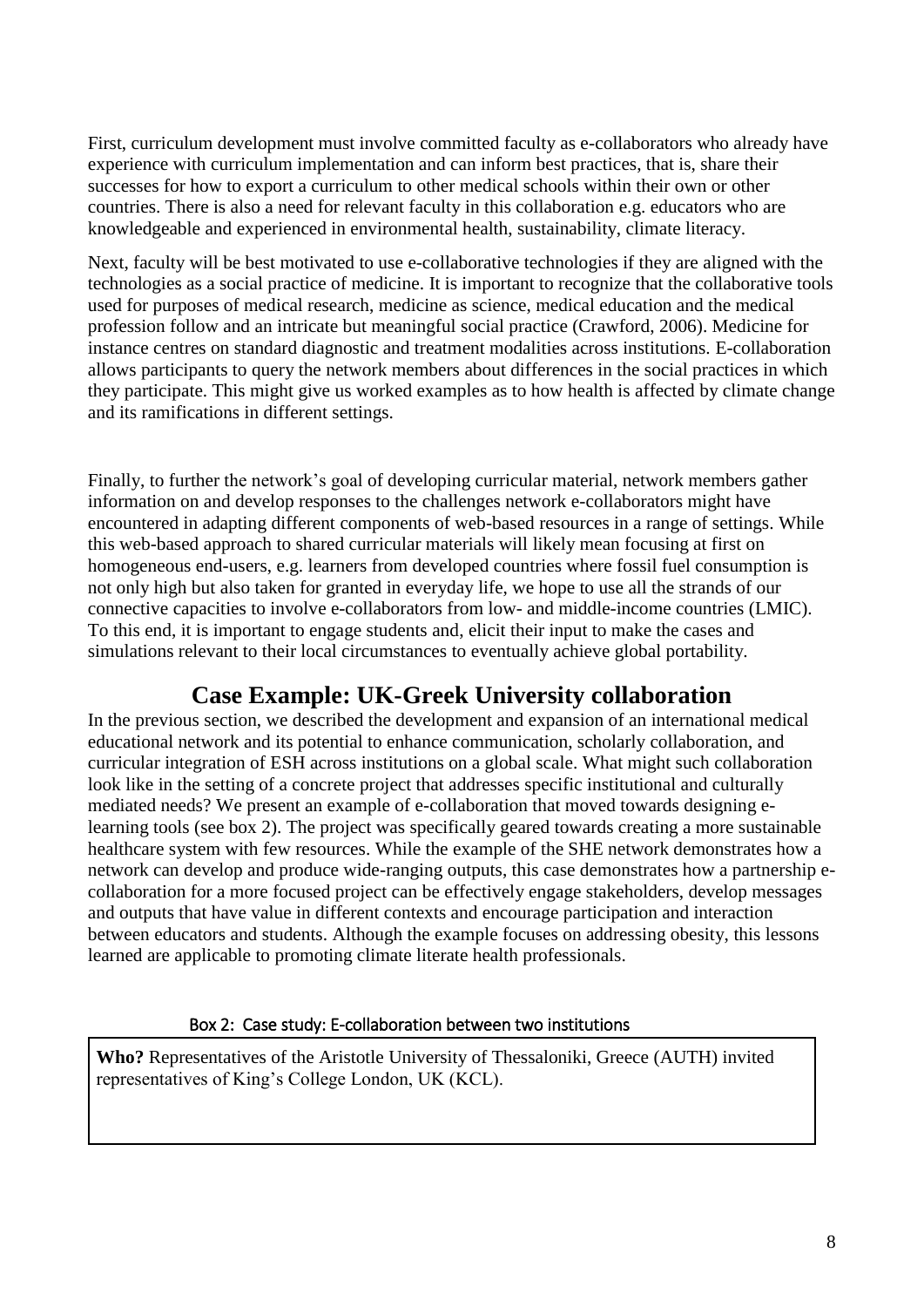First, curriculum development must involve committed faculty as e-collaborators who already have experience with curriculum implementation and can inform best practices, that is, share their successes for how to export a curriculum to other medical schools within their own or other countries. There is also a need for relevant faculty in this collaboration e.g. educators who are knowledgeable and experienced in environmental health, sustainability, climate literacy.

Next, faculty will be best motivated to use e-collaborative technologies if they are aligned with the technologies as a social practice of medicine. It is important to recognize that the collaborative tools used for purposes of medical research, medicine as science, medical education and the medical profession follow and an intricate but meaningful social practice (Crawford, 2006). Medicine for instance centres on standard diagnostic and treatment modalities across institutions. E-collaboration allows participants to query the network members about differences in the social practices in which they participate. This might give us worked examples as to how health is affected by climate change and its ramifications in different settings.

Finally, to further the network's goal of developing curricular material, network members gather information on and develop responses to the challenges network e-collaborators might have encountered in adapting different components of web-based resources in a range of settings. While this web-based approach to shared curricular materials will likely mean focusing at first on homogeneous end-users, e.g. learners from developed countries where fossil fuel consumption is not only high but also taken for granted in everyday life, we hope to use all the strands of our connective capacities to involve e-collaborators from low- and middle-income countries (LMIC). To this end, it is important to engage students and, elicit their input to make the cases and simulations relevant to their local circumstances to eventually achieve global portability.

## Case Example: UK-Greek University collaboration

In the previous section, we described the development and expansion of an international medical educational network and its potential to enhance communication, scholarly collaboration, and curricular integration of ESH across institutions on a global scale. What might such collaboration look like in the setting of a concrete project that addresses specific institutional and culturally mediated needs? We present an example of e-collaboration that moved towards designing e-learning tools (see box 2). The project was specifically geared towards creating a more sustainable healthcare system with few resources. While the example of the SHE network demonstrates how a network can develop and produce wide-ranging outputs, this case demonstrates how a partnership e-collaboration for a more focused project can be effectively engage stakeholders, develop messages and outputs that have value in different contexts and encourage participation and interaction between educators and students. Although the example focuses on addressing obesity, this lessons learned are applicable to promoting climate literate health professionals.

Box 2: Case study: E-collaboration between two institutions

**Who?** Representatives of the Aristotle University of Thessaloniki, Greece (AUTH) invited representatives of King's College London, UK (KCL).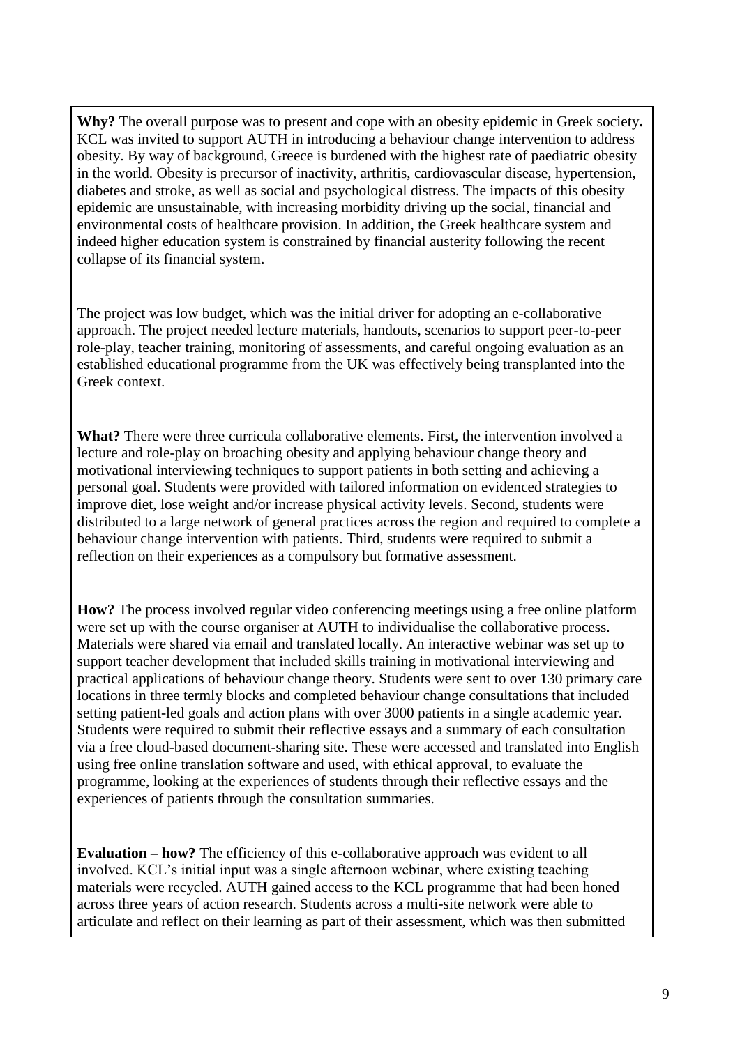**Why?** The overall purpose was to present and cope with an obesity epidemic in Greek society**.** KCL was invited to support AUTH in introducing a behaviour change intervention to address obesity. By way of background, Greece is burdened with the highest rate of paediatric obesity in the world. Obesity is precursor of inactivity, arthritis, cardiovascular disease, hypertension, diabetes and stroke, as well as social and psychological distress. The impacts of this obesity epidemic are unsustainable, with increasing morbidity driving up the social, financial and environmental costs of healthcare provision. In addition, the Greek healthcare system and indeed higher education system is constrained by financial austerity following the recent collapse of its financial system.

The project was low budget, which was the initial driver for adopting an e-collaborative approach. The project needed lecture materials, handouts, scenarios to support peer-to-peer role-play, teacher training, monitoring of assessments, and careful ongoing evaluation as an established educational programme from the UK was effectively being transplanted into the Greek context.

**What?** There were three curricula collaborative elements. First, the intervention involved a lecture and role-play on broaching obesity and applying behaviour change theory and motivational interviewing techniques to support patients in both setting and achieving a personal goal. Students were provided with tailored information on evidenced strategies to improve diet, lose weight and/or increase physical activity levels. Second, students were distributed to a large network of general practices across the region and required to complete a behaviour change intervention with patients. Third, students were required to submit a reflection on their experiences as a compulsory but formative assessment.

**How?** The process involved regular video conferencing meetings using a free online platform were set up with the course organiser at AUTH to individualise the collaborative process. Materials were shared via email and translated locally. An interactive webinar was set up to support teacher development that included skills training in motivational interviewing and practical applications of behaviour change theory. Students were sent to over 130 primary care locations in three termly blocks and completed behaviour change consultations that included setting patient-led goals and action plans with over 3000 patients in a single academic year. Students were required to submit their reflective essays and a summary of each consultation via a free cloud-based document-sharing site. These were accessed and translated into English using free online translation software and used, with ethical approval, to evaluate the programme, looking at the experiences of students through their reflective essays and the experiences of patients through the consultation summaries.

**Evaluation – how?** The efficiency of this e-collaborative approach was evident to all involved. KCL's initial input was a single afternoon webinar, where existing teaching materials were recycled. AUTH gained access to the KCL programme that had been honed across three years of action research. Students across a multi-site network were able to articulate and reflect on their learning as part of their assessment, which was then submitted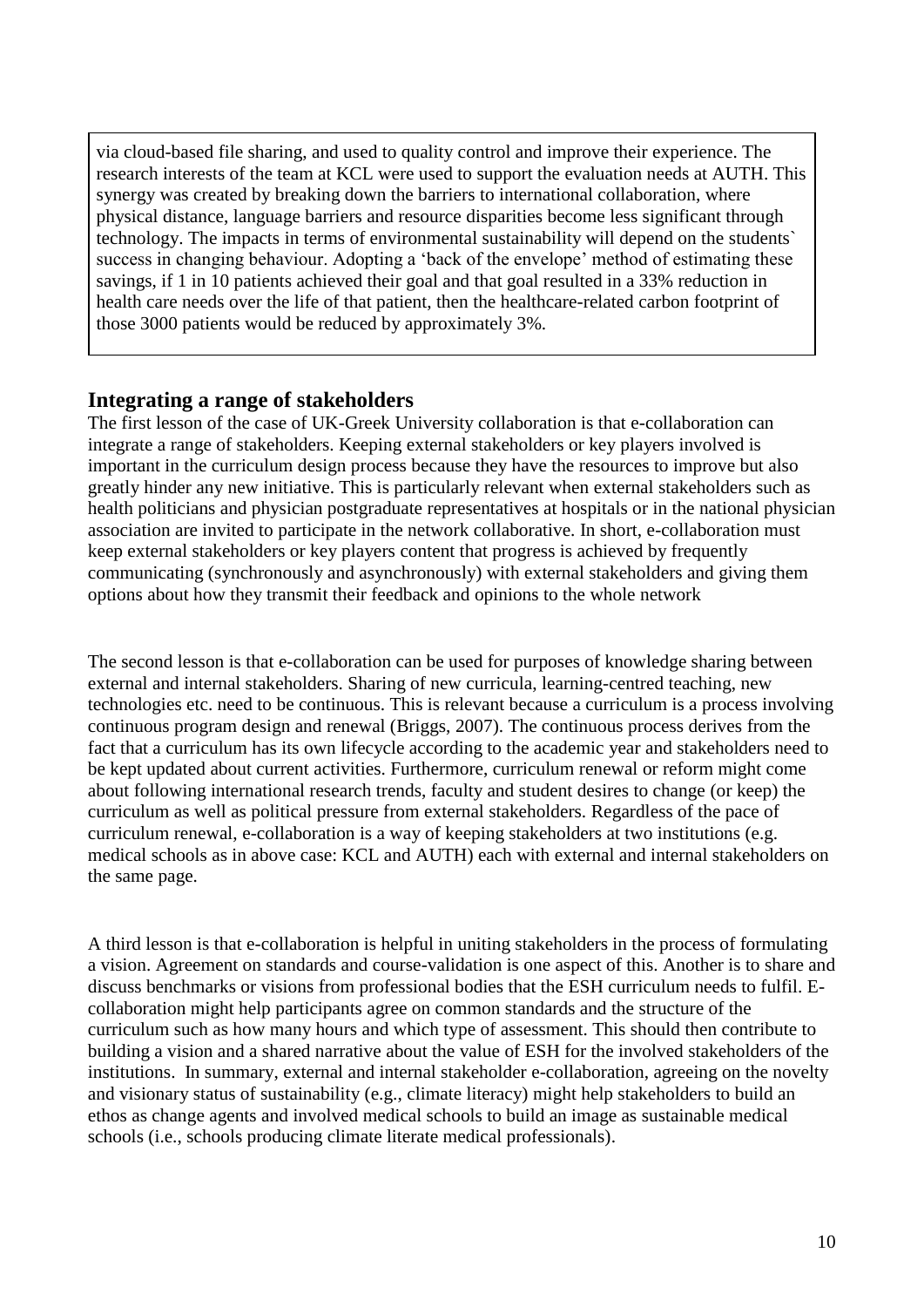via cloud-based file sharing, and used to quality control and improve their experience. The research interests of the team at KCL were used to support the evaluation needs at AUTH. This synergy was created by breaking down the barriers to international collaboration, where physical distance, language barriers and resource disparities become less significant through technology. The impacts in terms of environmental sustainability will depend on the students` success in changing behaviour. Adopting a 'back of the envelope' method of estimating these savings, if 1 in 10 patients achieved their goal and that goal resulted in a 33% reduction in health care needs over the life of that patient, then the healthcare-related carbon footprint of those 3000 patients would be reduced by approximately 3%.

## Integrating a range of stakeholders

The first lesson of the case of UK-Greek University collaboration is that e-collaboration can integrate a range of stakeholders. Keeping external stakeholders or key players involved is important in the curriculum design process because they have the resources to improve but also greatly hinder any new initiative. This is particularly relevant when external stakeholders such as health politicians and physician postgraduate representatives at hospitals or in the national physician association are invited to participate in the network collaborative. In short, e-collaboration must keep external stakeholders or key players content that progress is achieved by frequently communicating (synchronously and asynchronously) with external stakeholders and giving them options about how they transmit their feedback and opinions to the whole network

The second lesson is that e-collaboration can be used for purposes of knowledge sharing between external and internal stakeholders. Sharing of new curricula, learning-centred teaching, new technologies etc. need to be continuous. This is relevant because a curriculum is a process involving continuous program design and renewal (Briggs, 2007). The continuous process derives from the fact that a curriculum has its own lifecycle according to the academic year and stakeholders need to be kept updated about current activities. Furthermore, curriculum renewal or reform might come about following international research trends, faculty and student desires to change (or keep) the curriculum as well as political pressure from external stakeholders. Regardless of the pace of curriculum renewal, e-collaboration is a way of keeping stakeholders at two institutions (e.g. medical schools as in above case: KCL and AUTH) each with external and internal stakeholders on the same page.

A third lesson is that e-collaboration is helpful in uniting stakeholders in the process of formulating a vision. Agreement on standards and course-validation is one aspect of this. Another is to share and discuss benchmarks or visions from professional bodies that the ESH curriculum needs to fulfil. E-collaboration might help participants agree on common standards and the structure of the curriculum such as how many hours and which type of assessment. This should then contribute to building a vision and a shared narrative about the value of ESH for the involved stakeholders of the institutions. In summary, external and internal stakeholder e-collaboration, agreeing on the novelty and visionary status of sustainability (e.g., climate literacy) might help stakeholders to build an ethos as change agents and involved medical schools to build an image as sustainable medical schools (i.e., schools producing climate literate medical professionals).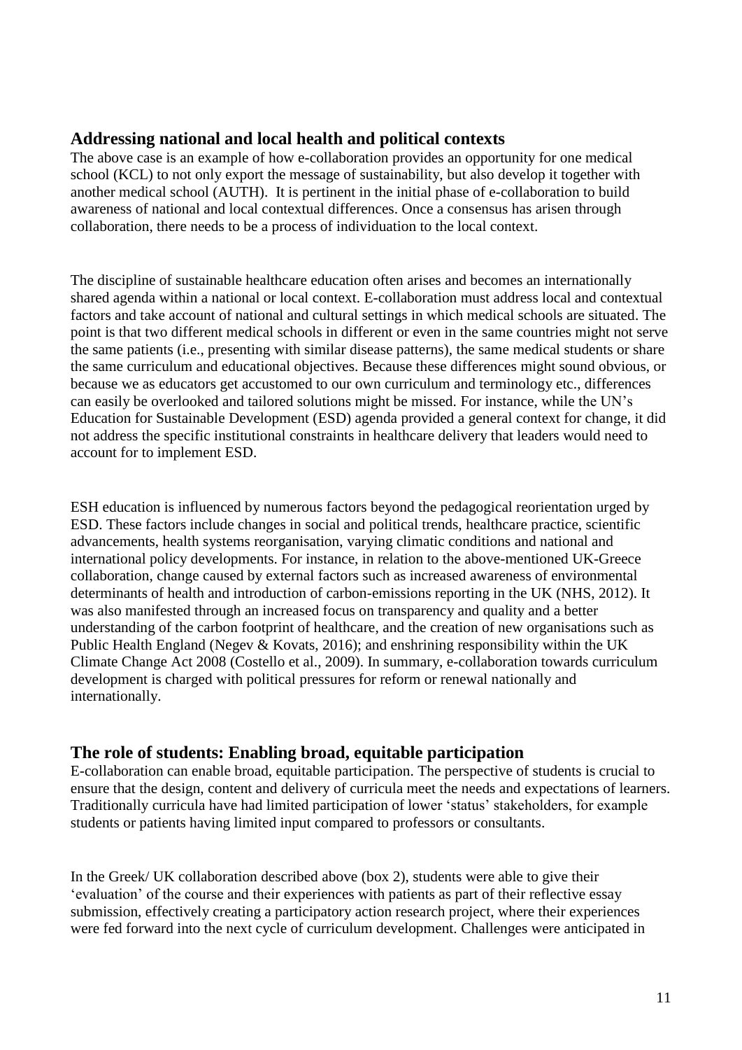## Addressing national and local health and political contexts

The above case is an example of how e-collaboration provides an opportunity for one medical school (KCL) to not only export the message of sustainability, but also develop it together with another medical school (AUTH). It is pertinent in the initial phase of e-collaboration to build awareness of national and local contextual differences. Once a consensus has arisen through collaboration, there needs to be a process of individuation to the local context.

The discipline of sustainable healthcare education often arises and becomes an internationally shared agenda within a national or local context. E-collaboration must address local and contextual factors and take account of national and cultural settings in which medical schools are situated. The point is that two different medical schools in different or even in the same countries might not serve the same patients (i.e., presenting with similar disease patterns), the same medical students or share the same curriculum and educational objectives. Because these differences might sound obvious, or because we as educators get accustomed to our own curriculum and terminology etc., differences can easily be overlooked and tailored solutions might be missed. For instance, while the UN's Education for Sustainable Development (ESD) agenda provided a general context for change, it did not address the specific institutional constraints in healthcare delivery that leaders would need to account for to implement ESD.

ESH education is influenced by numerous factors beyond the pedagogical reorientation urged by ESD. These factors include changes in social and political trends, healthcare practice, scientific advancements, health systems reorganisation, varying climatic conditions and national and international policy developments. For instance, in relation to the above-mentioned UK-Greece collaboration, change caused by external factors such as increased awareness of environmental determinants of health and introduction of carbon-emissions reporting in the UK (NHS, 2012). It was also manifested through an increased focus on transparency and quality and a better understanding of the carbon footprint of healthcare, and the creation of new organisations such as Public Health England (Negev & Kovats, 2016); and enshrining responsibility within the UK Climate Change Act 2008 (Costello et al., 2009). In summary, e-collaboration towards curriculum development is charged with political pressures for reform or renewal nationally and internationally.

## The role of students: Enabling broad, equitable participation

E-collaboration can enable broad, equitable participation. The perspective of students is crucial to ensure that the design, content and delivery of curricula meet the needs and expectations of learners. Traditionally curricula have had limited participation of lower 'status' stakeholders, for example students or patients having limited input compared to professors or consultants.

In the Greek/ UK collaboration described above (box 2), students were able to give their 'evaluation' of the course and their experiences with patients as part of their reflective essay submission, effectively creating a participatory action research project, where their experiences were fed forward into the next cycle of curriculum development. Challenges were anticipated in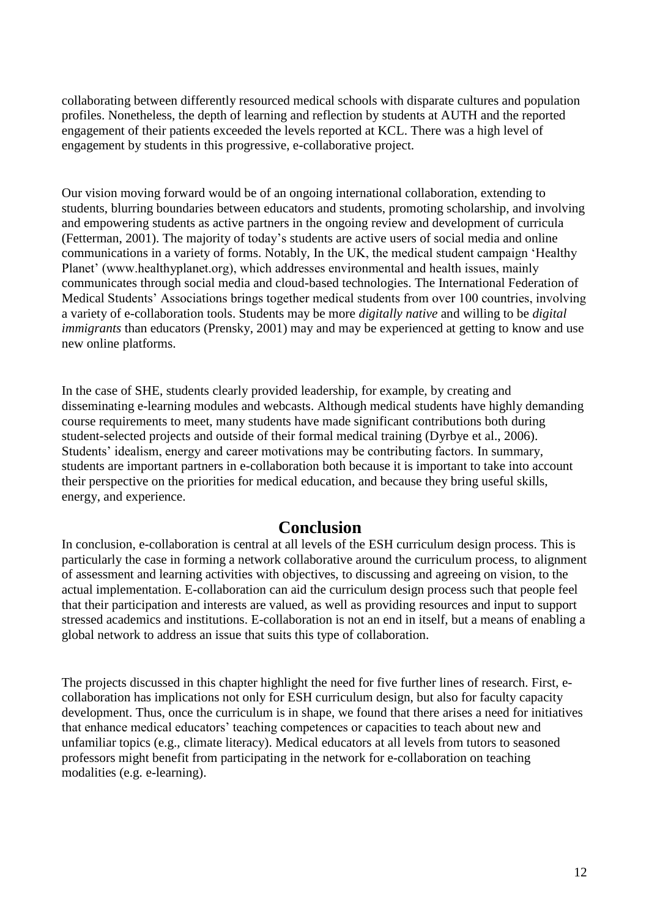collaborating between differently resourced medical schools with disparate cultures and population profiles. Nonetheless, the depth of learning and reflection by students at AUTH and the reported engagement of their patients exceeded the levels reported at KCL. There was a high level of engagement by students in this progressive, e-collaborative project.

Our vision moving forward would be of an ongoing international collaboration, extending to students, blurring boundaries between educators and students, promoting scholarship, and involving and empowering students as active partners in the ongoing review and development of curricula (Fetterman, 2001). The majority of today's students are active users of social media and online communications in a variety of forms. Notably, In the UK, the medical student campaign 'Healthy Planet' (www.healthyplanet.org), which addresses environmental and health issues, mainly communicates through social media and cloud-based technologies. The International Federation of Medical Students' Associations brings together medical students from over 100 countries, involving a variety of e-collaboration tools. Students may be more *digitally native* and willing to be *digital immigrants* than educators (Prensky, 2001) may and may be experienced at getting to know and use new online platforms.

In the case of SHE, students clearly provided leadership, for example, by creating and disseminating e-learning modules and webcasts. Although medical students have highly demanding course requirements to meet, many students have made significant contributions both during student-selected projects and outside of their formal medical training (Dyrbye et al., 2006). Students' idealism, energy and career motivations may be contributing factors. In summary, students are important partners in e-collaboration both because it is important to take into account their perspective on the priorities for medical education, and because they bring useful skills, energy, and experience.

## Conclusion

In conclusion, e-collaboration is central at all levels of the ESH curriculum design process. This is particularly the case in forming a network collaborative around the curriculum process, to alignment of assessment and learning activities with objectives, to discussing and agreeing on vision, to the actual implementation. E-collaboration can aid the curriculum design process such that people feel that their participation and interests are valued, as well as providing resources and input to support stressed academics and institutions. E-collaboration is not an end in itself, but a means of enabling a global network to address an issue that suits this type of collaboration.

The projects discussed in this chapter highlight the need for five further lines of research. First, e-collaboration has implications not only for ESH curriculum design, but also for faculty capacity development. Thus, once the curriculum is in shape, we found that there arises a need for initiatives that enhance medical educators' teaching competences or capacities to teach about new and unfamiliar topics (e.g., climate literacy). Medical educators at all levels from tutors to seasoned professors might benefit from participating in the network for e-collaboration on teaching modalities (e.g. e-learning).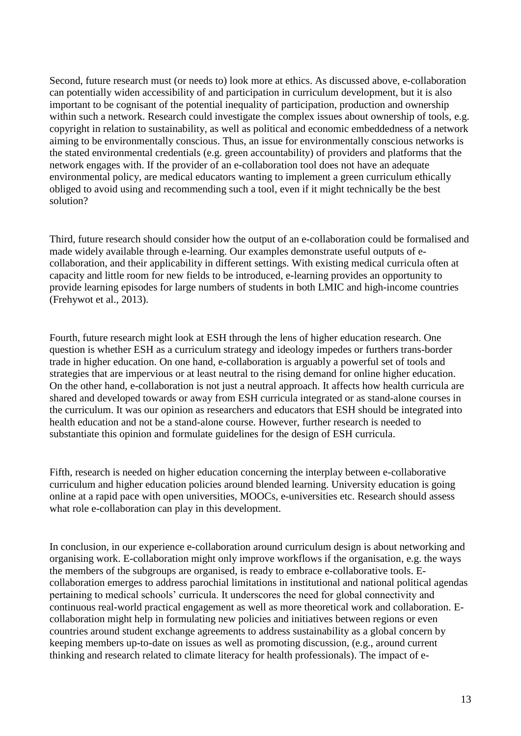Second, future research must (or needs to) look more at ethics. As discussed above, e-collaboration can potentially widen accessibility of and participation in curriculum development, but it is also important to be cognisant of the potential inequality of participation, production and ownership within such a network. Research could investigate the complex issues about ownership of tools, e.g. copyright in relation to sustainability, as well as political and economic embeddedness of a network aiming to be environmentally conscious. Thus, an issue for environmentally conscious networks is the stated environmental credentials (e.g. green accountability) of providers and platforms that the network engages with. If the provider of an e-collaboration tool does not have an adequate environmental policy, are medical educators wanting to implement a green curriculum ethically obliged to avoid using and recommending such a tool, even if it might technically be the best solution?

Third, future research should consider how the output of an e-collaboration could be formalised and made widely available through e-learning. Our examples demonstrate useful outputs of e-collaboration, and their applicability in different settings. With existing medical curricula often at capacity and little room for new fields to be introduced, e-learning provides an opportunity to provide learning episodes for large numbers of students in both LMIC and high-income countries (Frehywot et al., 2013).

Fourth, future research might look at ESH through the lens of higher education research. One question is whether ESH as a curriculum strategy and ideology impedes or furthers trans-border trade in higher education. On one hand, e-collaboration is arguably a powerful set of tools and strategies that are impervious or at least neutral to the rising demand for online higher education. On the other hand, e-collaboration is not just a neutral approach. It affects how health curricula are shared and developed towards or away from ESH curricula integrated or as stand-alone courses in the curriculum. It was our opinion as researchers and educators that ESH should be integrated into health education and not be a stand-alone course. However, further research is needed to substantiate this opinion and formulate guidelines for the design of ESH curricula.

Fifth, research is needed on higher education concerning the interplay between e-collaborative curriculum and higher education policies around blended learning. University education is going online at a rapid pace with open universities, MOOCs, e-universities etc. Research should assess what role e-collaboration can play in this development.

In conclusion, in our experience e-collaboration around curriculum design is about networking and organising work. E-collaboration might only improve workflows if the organisation, e.g. the ways the members of the subgroups are organised, is ready to embrace e-collaborative tools. E-collaboration emerges to address parochial limitations in institutional and national political agendas pertaining to medical schools' curricula. It underscores the need for global connectivity and continuous real-world practical engagement as well as more theoretical work and collaboration. E-collaboration might help in formulating new policies and initiatives between regions or even countries around student exchange agreements to address sustainability as a global concern by keeping members up-to-date on issues as well as promoting discussion, (e.g., around current thinking and research related to climate literacy for health professionals). The impact of e-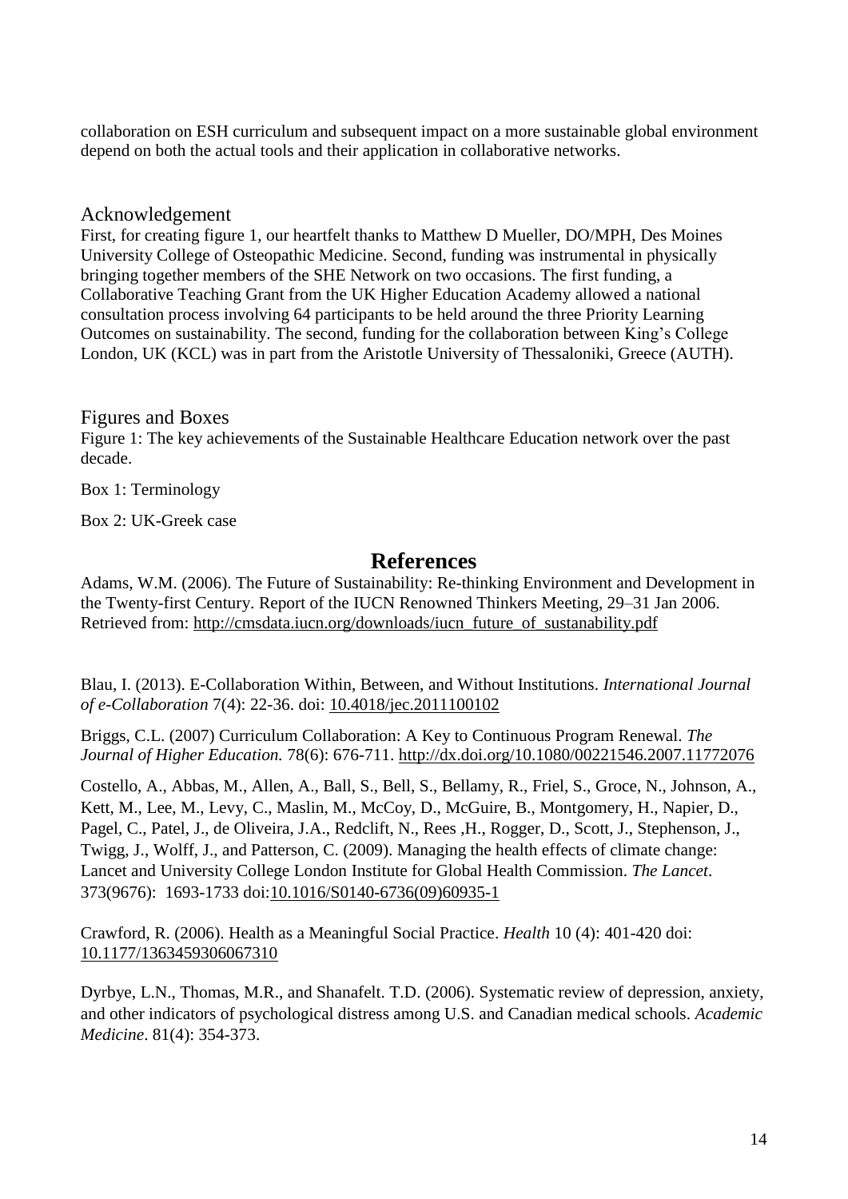collaboration on ESH curriculum and subsequent impact on a more sustainable global environment depend on both the actual tools and their application in collaborative networks.

## Acknowledgement

First, for creating figure 1, our heartfelt thanks to Matthew D Mueller, DO/MPH, Des Moines University College of Osteopathic Medicine. Second, funding was instrumental in physically bringing together members of the SHE Network on two occasions. The first funding, a Collaborative Teaching Grant from the UK Higher Education Academy allowed a national consultation process involving 64 participants to be held around the three Priority Learning Outcomes on sustainability. The second, funding for the collaboration between King's College London, UK (KCL) was in part from the Aristotle University of Thessaloniki, Greece (AUTH).

## Figures and Boxes

Figure 1: The key achievements of the Sustainable Healthcare Education network over the past decade.

Box 1: Terminology

Box 2: UK-Greek case

# References

Adams, W.M. (2006). The Future of Sustainability: Re-thinking Environment and Development in the Twenty-first Century. Report of the IUCN Renowned Thinkers Meeting, 29–31 Jan 2006. Retrieved from: http://cmsdata.iucn.org/downloads/iucn_future_of_sustanability.pdf

Blau, I. (2013). E-Collaboration Within, Between, and Without Institutions. *International Journal of e-Collaboration* 7(4): 22-36. doi: 10.4018/jec.2011100102

Briggs, C.L. (2007) Curriculum Collaboration: A Key to Continuous Program Renewal. *The Journal of Higher Education.* 78(6): 676-711. http://dx.doi.org/10.1080/00221546.2007.11772076

Costello, A., Abbas, M., Allen, A., Ball, S., Bell, S., Bellamy, R., Friel, S., Groce, N., Johnson, A., Kett, M., Lee, M., Levy, C., Maslin, M., McCoy, D., McGuire, B., Montgomery, H., Napier, D., Pagel, C., Patel, J., de Oliveira, J.A., Redclift, N., Rees ,H., Rogger, D., Scott, J., Stephenson, J., Twigg, J., Wolff, J., and Patterson, C. (2009). Managing the health effects of climate change: Lancet and University College London Institute for Global Health Commission. *The Lancet*. 373(9676): 1693-1733 doi:10.1016/S0140-6736(09)60935-1

Crawford, R. (2006). Health as a Meaningful Social Practice. *Health* 10 (4): 401-420 doi: 10.1177/1363459306067310

Dyrbye, L.N., Thomas, M.R., and Shanafelt. T.D. (2006). Systematic review of depression, anxiety, and other indicators of psychological distress among U.S. and Canadian medical schools. *Academic Medicine*. 81(4): 354-373.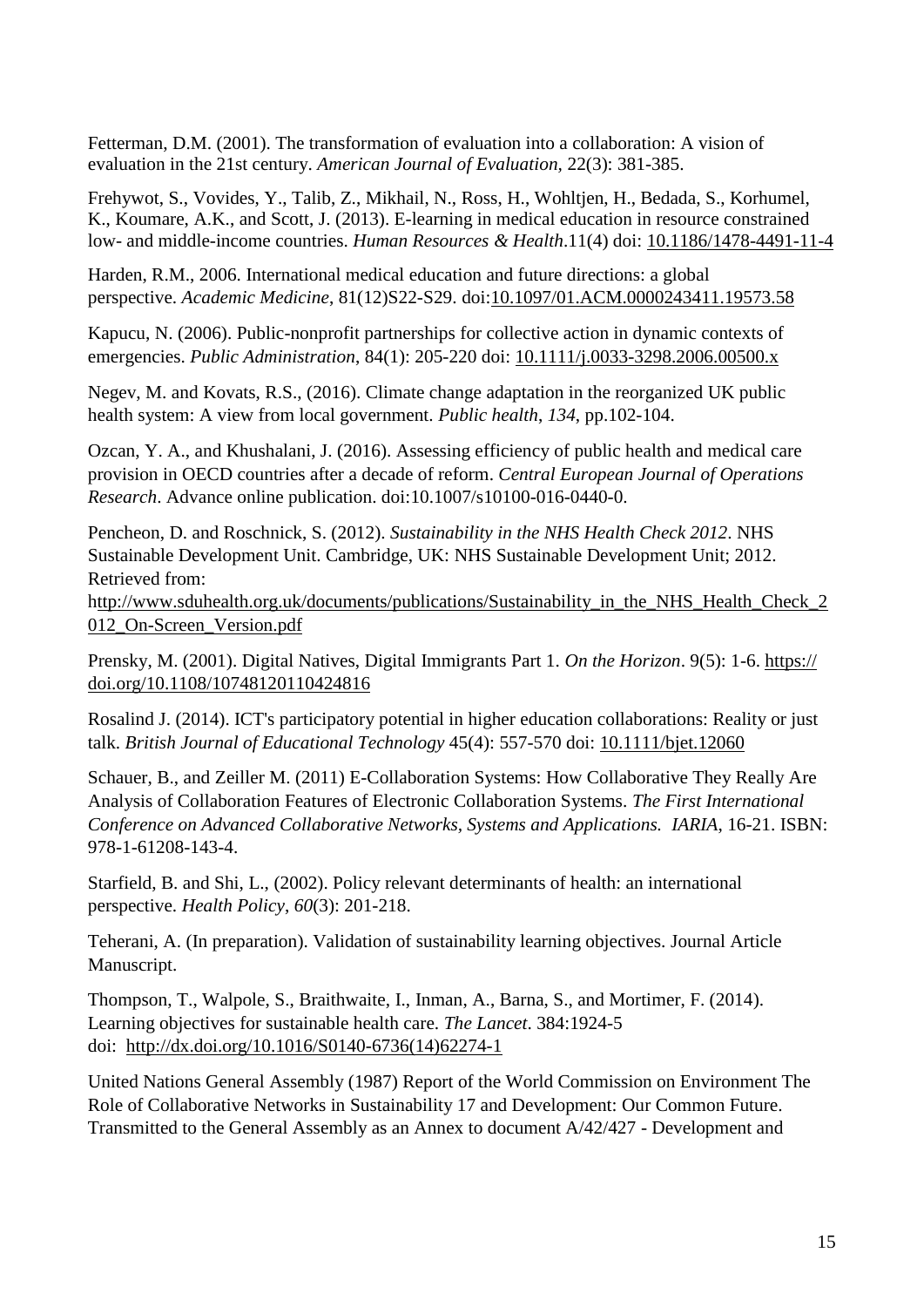Fetterman, D.M. (2001). The transformation of evaluation into a collaboration: A vision of evaluation in the 21st century. *American Journal of Evaluation*, 22(3): 381-385.

Frehywot, S., Vovides, Y., Talib, Z., Mikhail, N., Ross, H., Wohltjen, H., Bedada, S., Korhumel, K., Koumare, A.K., and Scott, J. (2013). E-learning in medical education in resource constrained low- and middle-income countries. *Human Resources & Health*.11(4) doi: 10.1186/1478-4491-11-4

Harden, R.M., 2006. International medical education and future directions: a global perspective. *Academic Medicine*, 81(12)S22-S29. doi:10.1097/01.ACM.0000243411.19573.58

Kapucu, N. (2006). Public-nonprofit partnerships for collective action in dynamic contexts of emergencies. *Public Administration*, 84(1): 205-220 doi: 10.1111/j.0033-3298.2006.00500.x

Negev, M. and Kovats, R.S., (2016). Climate change adaptation in the reorganized UK public health system: A view from local government. *Public health*, *134*, pp.102-104.

Ozcan, Y. A., and Khushalani, J. (2016). Assessing efficiency of public health and medical care provision in OECD countries after a decade of reform. *Central European Journal of Operations Research*. Advance online publication. doi:10.1007/s10100-016-0440-0.

Pencheon, D. and Roschnick, S. (2012). *Sustainability in the NHS Health Check 2012*. NHS Sustainable Development Unit. Cambridge, UK: NHS Sustainable Development Unit; 2012. Retrieved from: http://www.sduhealth.org.uk/documents/publications/Sustainability_in_the_NHS_Health_Check_2012_On-Screen_Version.pdf

Prensky, M. (2001). Digital Natives, Digital Immigrants Part 1. *On the Horizon*. 9(5): 1-6. https://doi.org/10.1108/10748120110424816

Rosalind J. (2014). ICT's participatory potential in higher education collaborations: Reality or just talk. *British Journal of Educational Technology* 45(4): 557-570 doi: 10.1111/bjet.12060

Schauer, B., and Zeiller M. (2011) E-Collaboration Systems: How Collaborative They Really Are Analysis of Collaboration Features of Electronic Collaboration Systems. *The First International Conference on Advanced Collaborative Networks, Systems and Applications. IARIA*, 16-21. ISBN: 978-1-61208-143-4.

Starfield, B. and Shi, L., (2002). Policy relevant determinants of health: an international perspective. *Health Policy*, *60*(3): 201-218.

Teherani, A. (In preparation). Validation of sustainability learning objectives. Journal Article Manuscript.

Thompson, T., Walpole, S., Braithwaite, I., Inman, A., Barna, S., and Mortimer, F. (2014). Learning objectives for sustainable health care. *The Lancet*. 384:1924-5 doi: http://dx.doi.org/10.1016/S0140-6736(14)62274-1

United Nations General Assembly (1987) Report of the World Commission on Environment The Role of Collaborative Networks in Sustainability 17 and Development: Our Common Future. Transmitted to the General Assembly as an Annex to document A/42/427 - Development and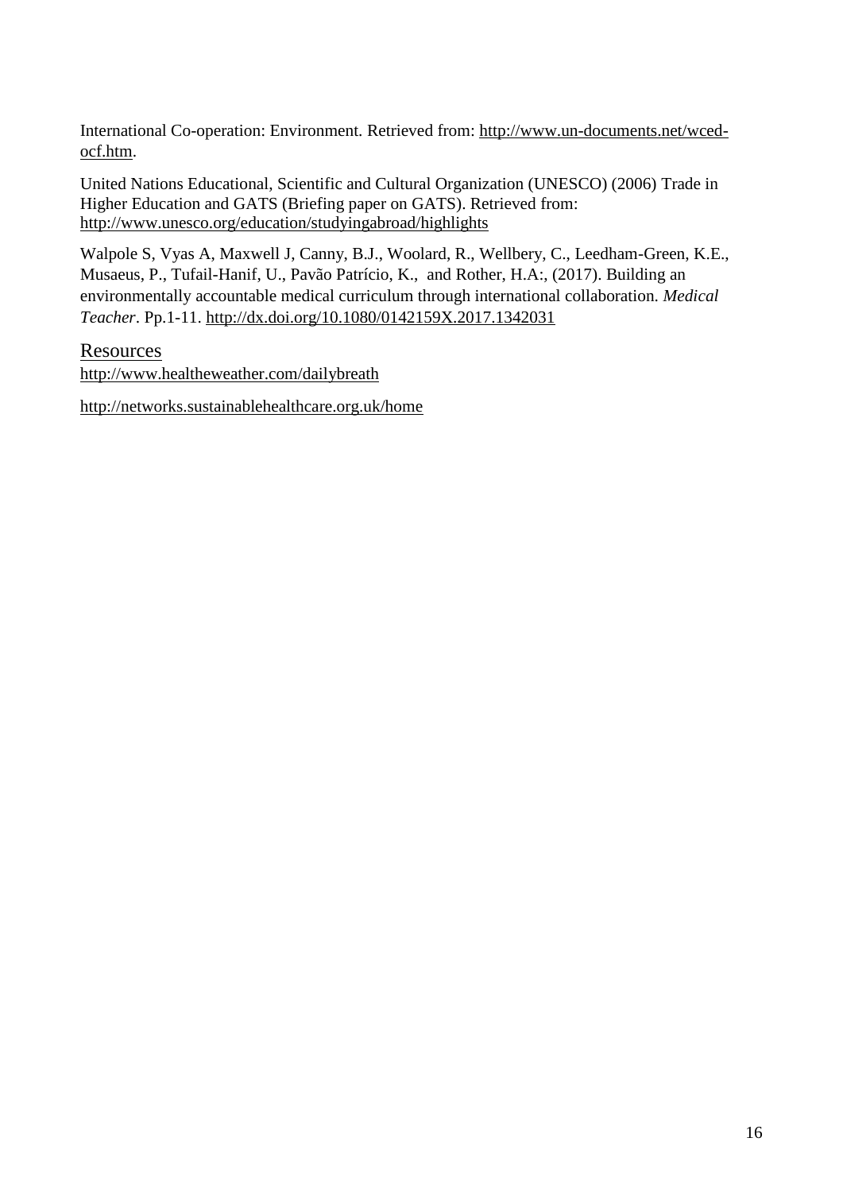International Co-operation: Environment. Retrieved from: http://www.un-documents.net/wced-ocf.htm.

United Nations Educational, Scientific and Cultural Organization (UNESCO) (2006) Trade in Higher Education and GATS (Briefing paper on GATS). Retrieved from: http://www.unesco.org/education/studyingabroad/highlights

Walpole S, Vyas A, Maxwell J, Canny, B.J., Woolard, R., Wellbery, C., Leedham-Green, K.E., Musaeus, P., Tufail-Hanif, U., Pavão Patrício, K., and Rother, H.A:, (2017). Building an environmentally accountable medical curriculum through international collaboration. *Medical Teacher*. Pp.1-11. http://dx.doi.org/10.1080/0142159X.2017.1342031

## Resources

http://www.healtheweather.com/dailybreath

http://networks.sustainablehealthcare.org.uk/home